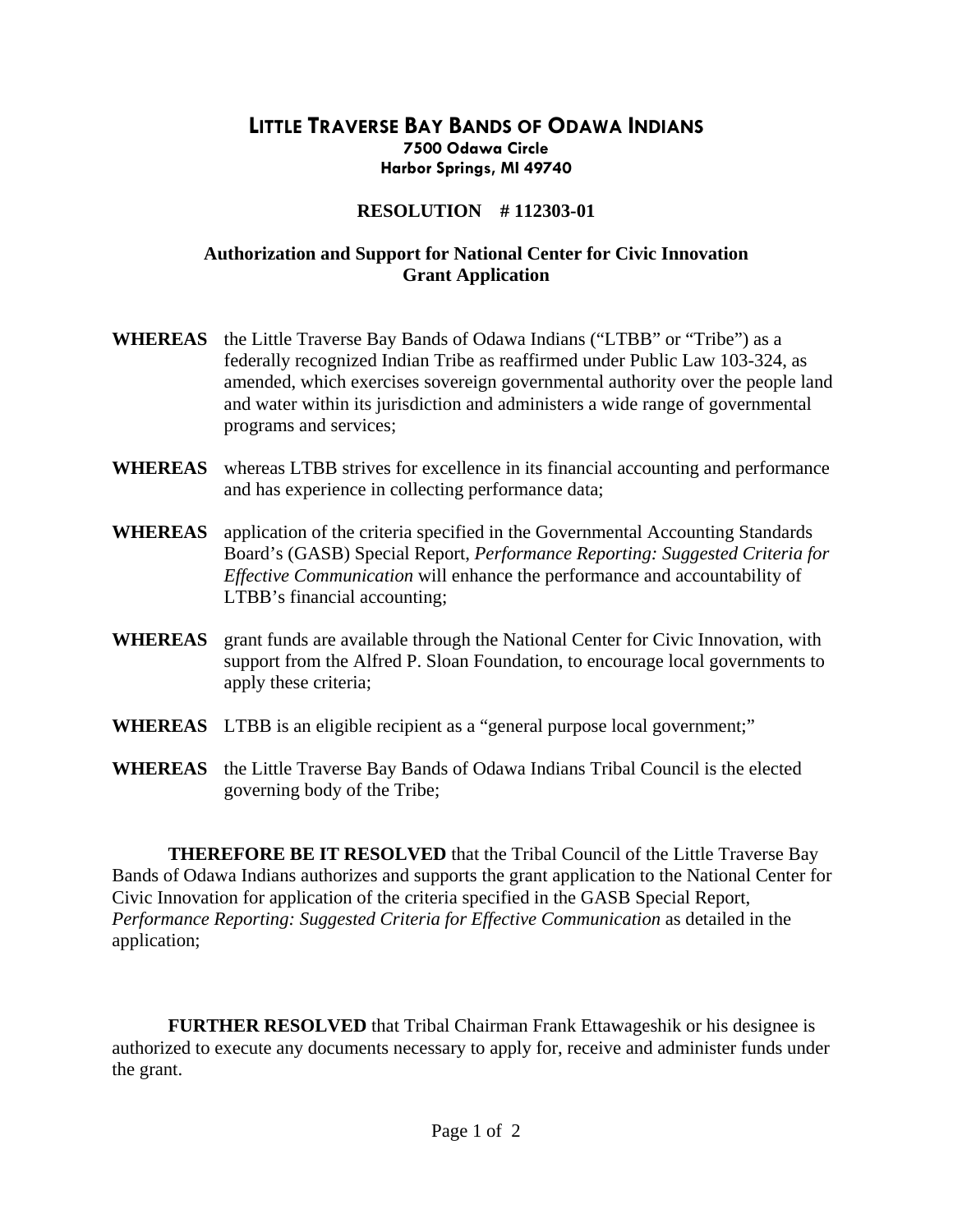# LITTLE TRAVERSE BAY BANDS OF ODAWA INDIANS

**7500 Odawa Circle**
**Harbor Springs, MI 49740**

## RESOLUTION # 112303-01

### Authorization and Support for National Center for Civic Innovation Grant Application

**WHEREAS** the Little Traverse Bay Bands of Odawa Indians ("LTBB" or "Tribe") as a federally recognized Indian Tribe as reaffirmed under Public Law 103-324, as amended, which exercises sovereign governmental authority over the people land and water within its jurisdiction and administers a wide range of governmental programs and services;

**WHEREAS** whereas LTBB strives for excellence in its financial accounting and performance and has experience in collecting performance data;

**WHEREAS** application of the criteria specified in the Governmental Accounting Standards Board's (GASB) Special Report, *Performance Reporting: Suggested Criteria for Effective Communication* will enhance the performance and accountability of LTBB's financial accounting;

**WHEREAS** grant funds are available through the National Center for Civic Innovation, with support from the Alfred P. Sloan Foundation, to encourage local governments to apply these criteria;

**WHEREAS** LTBB is an eligible recipient as a "general purpose local government;"

**WHEREAS** the Little Traverse Bay Bands of Odawa Indians Tribal Council is the elected governing body of the Tribe;

**THEREFORE BE IT RESOLVED** that the Tribal Council of the Little Traverse Bay Bands of Odawa Indians authorizes and supports the grant application to the National Center for Civic Innovation for application of the criteria specified in the GASB Special Report, *Performance Reporting: Suggested Criteria for Effective Communication* as detailed in the application;

**FURTHER RESOLVED** that Tribal Chairman Frank Ettawageshik or his designee is authorized to execute any documents necessary to apply for, receive and administer funds under the grant.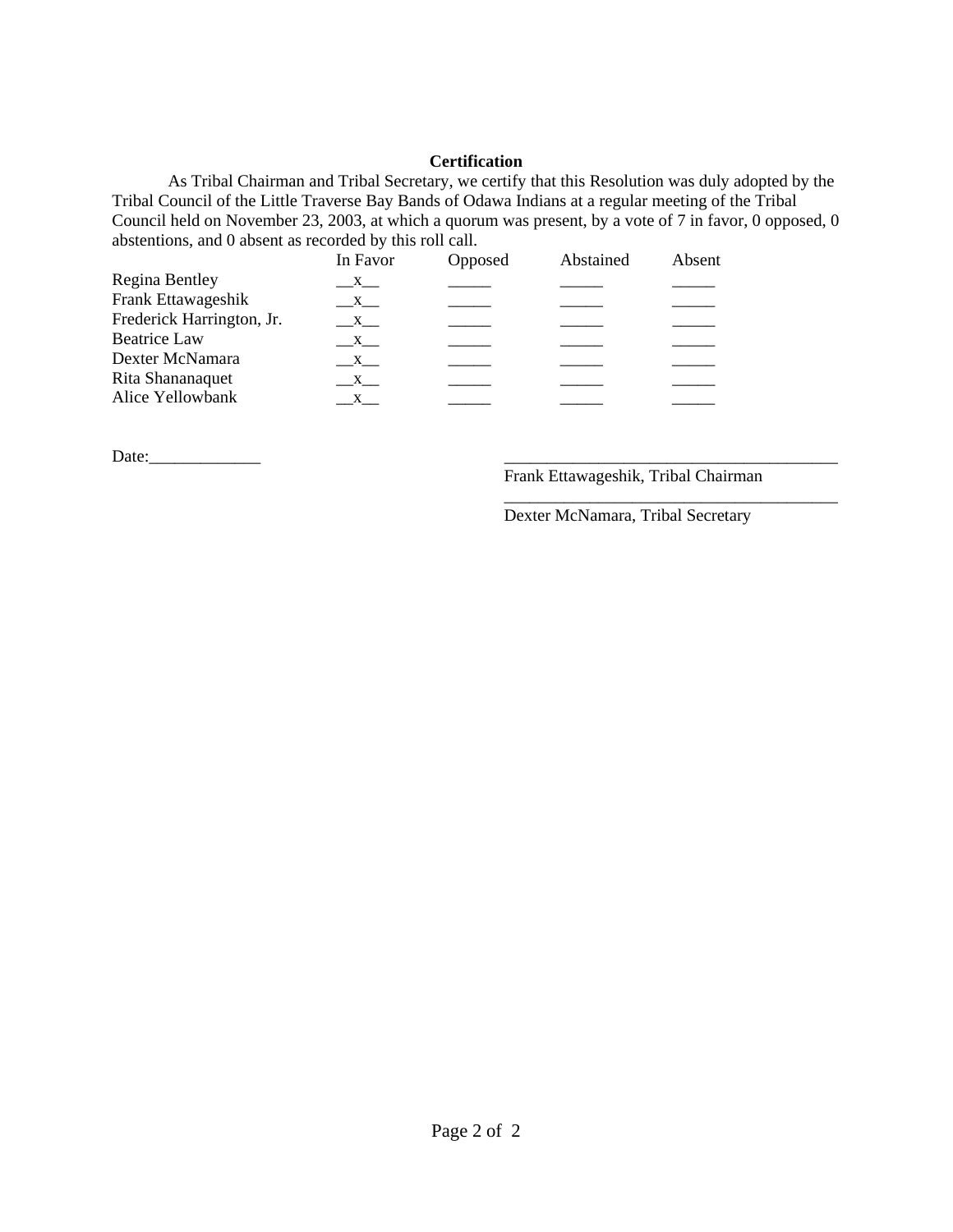**Certification**

As Tribal Chairman and Tribal Secretary, we certify that this Resolution was duly adopted by the Tribal Council of the Little Traverse Bay Bands of Odawa Indians at a regular meeting of the Tribal Council held on November 23, 2003, at which a quorum was present, by a vote of 7 in favor, 0 opposed, 0 abstentions, and 0 absent as recorded by this roll call.

| | In Favor | Opposed | Abstained | Absent |
|---|---|---|---|---|
| Regina Bentley | x | | | |
| Frank Ettawageshik | x | | | |
| Frederick Harrington, Jr. | x | | | |
| Beatrice Law | x | | | |
| Dexter McNamara | x | | | |
| Rita Shananaquet | x | | | |
| Alice Yellowbank | x | | | |

Date:_____________

_________________________________________
Frank Ettawageshik, Tribal Chairman

_________________________________________
Dexter McNamara, Tribal Secretary